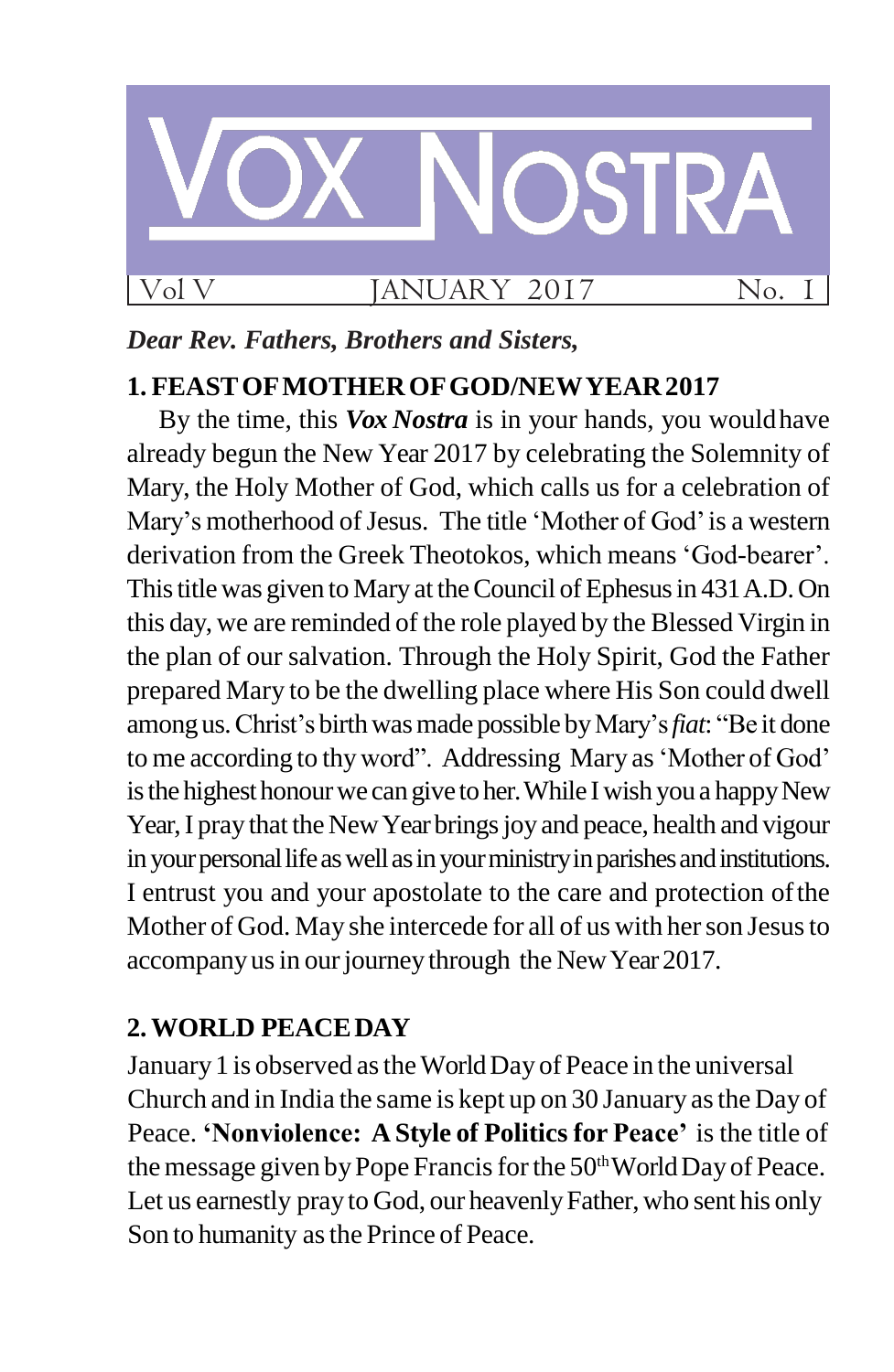# VOX NOSTRA

Vol V JANUARY 2017 No. I

***Dear Rev. Fathers, Brothers and Sisters,***

## 1. FEAST OF MOTHER OF GOD/NEW YEAR 2017

By the time, this ***Vox Nostra*** is in your hands, you would have already begun the New Year 2017 by celebrating the Solemnity of Mary, the Holy Mother of God, which calls us for a celebration of Mary's motherhood of Jesus. The title 'Mother of God' is a western derivation from the Greek Theotokos, which means 'God-bearer'. This title was given to Mary at the Council of Ephesus in 431 A.D. On this day, we are reminded of the role played by the Blessed Virgin in the plan of our salvation. Through the Holy Spirit, God the Father prepared Mary to be the dwelling place where His Son could dwell among us. Christ's birth was made possible by Mary's *fiat*: "Be it done to me according to thy word". Addressing Mary as 'Mother of God' is the highest honour we can give to her. While I wish you a happy New Year, I pray that the New Year brings joy and peace, health and vigour in your personal life as well as in your ministry in parishes and institutions. I entrust you and your apostolate to the care and protection of the Mother of God. May she intercede for all of us with her son Jesus to accompany us in our journey through the New Year 2017.

## 2. WORLD PEACE DAY

January 1 is observed as the World Day of Peace in the universal Church and in India the same is kept up on 30 January as the Day of Peace. **'Nonviolence: A Style of Politics for Peace'** is the title of the message given by Pope Francis for the 50th World Day of Peace. Let us earnestly pray to God, our heavenly Father, who sent his only Son to humanity as the Prince of Peace.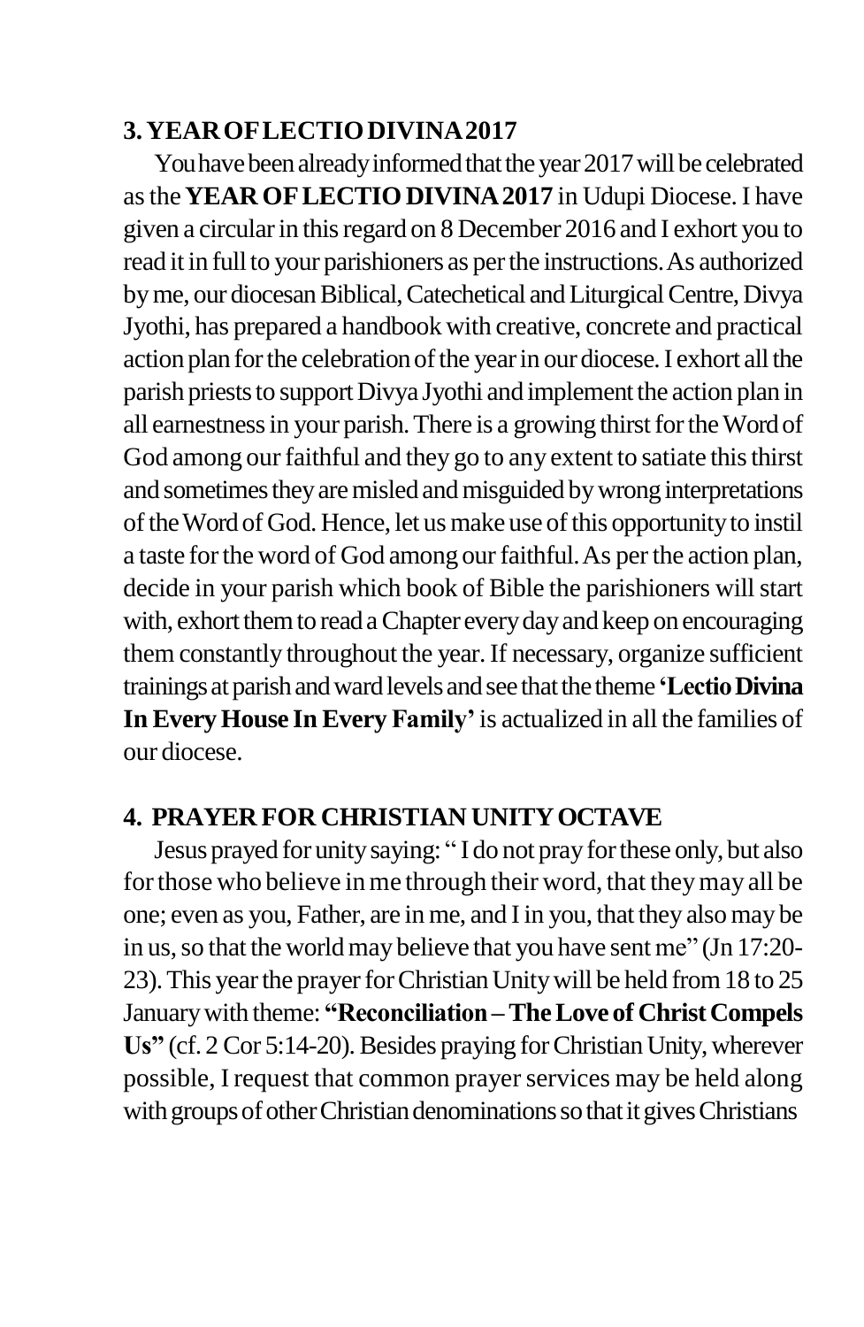## 3. YEAR OF LECTIO DIVINA 2017

You have been already informed that the year 2017 will be celebrated as the **YEAR OF LECTIO DIVINA 2017** in Udupi Diocese. I have given a circular in this regard on 8 December 2016 and I exhort you to read it in full to your parishioners as per the instructions. As authorized by me, our diocesan Biblical, Catechetical and Liturgical Centre, Divya Jyothi, has prepared a handbook with creative, concrete and practical action plan for the celebration of the year in our diocese. I exhort all the parish priests to support Divya Jyothi and implement the action plan in all earnestness in your parish. There is a growing thirst for the Word of God among our faithful and they go to any extent to satiate this thirst and sometimes they are misled and misguided by wrong interpretations of the Word of God. Hence, let us make use of this opportunity to instil a taste for the word of God among our faithful. As per the action plan, decide in your parish which book of Bible the parishioners will start with, exhort them to read a Chapter every day and keep on encouraging them constantly throughout the year. If necessary, organize sufficient trainings at parish and ward levels and see that the theme **'Lectio Divina In Every House In Every Family'** is actualized in all the families of our diocese.

## 4. PRAYER FOR CHRISTIAN UNITY OCTAVE

Jesus prayed for unity saying: " I do not pray for these only, but also for those who believe in me through their word, that they may all be one; even as you, Father, are in me, and I in you, that they also may be in us, so that the world may believe that you have sent me" (Jn 17:20-23). This year the prayer for Christian Unity will be held from 18 to 25 January with theme: **"Reconciliation – The Love of Christ Compels Us"** (cf. 2 Cor 5:14-20). Besides praying for Christian Unity, wherever possible, I request that common prayer services may be held along with groups of other Christian denominations so that it gives Christians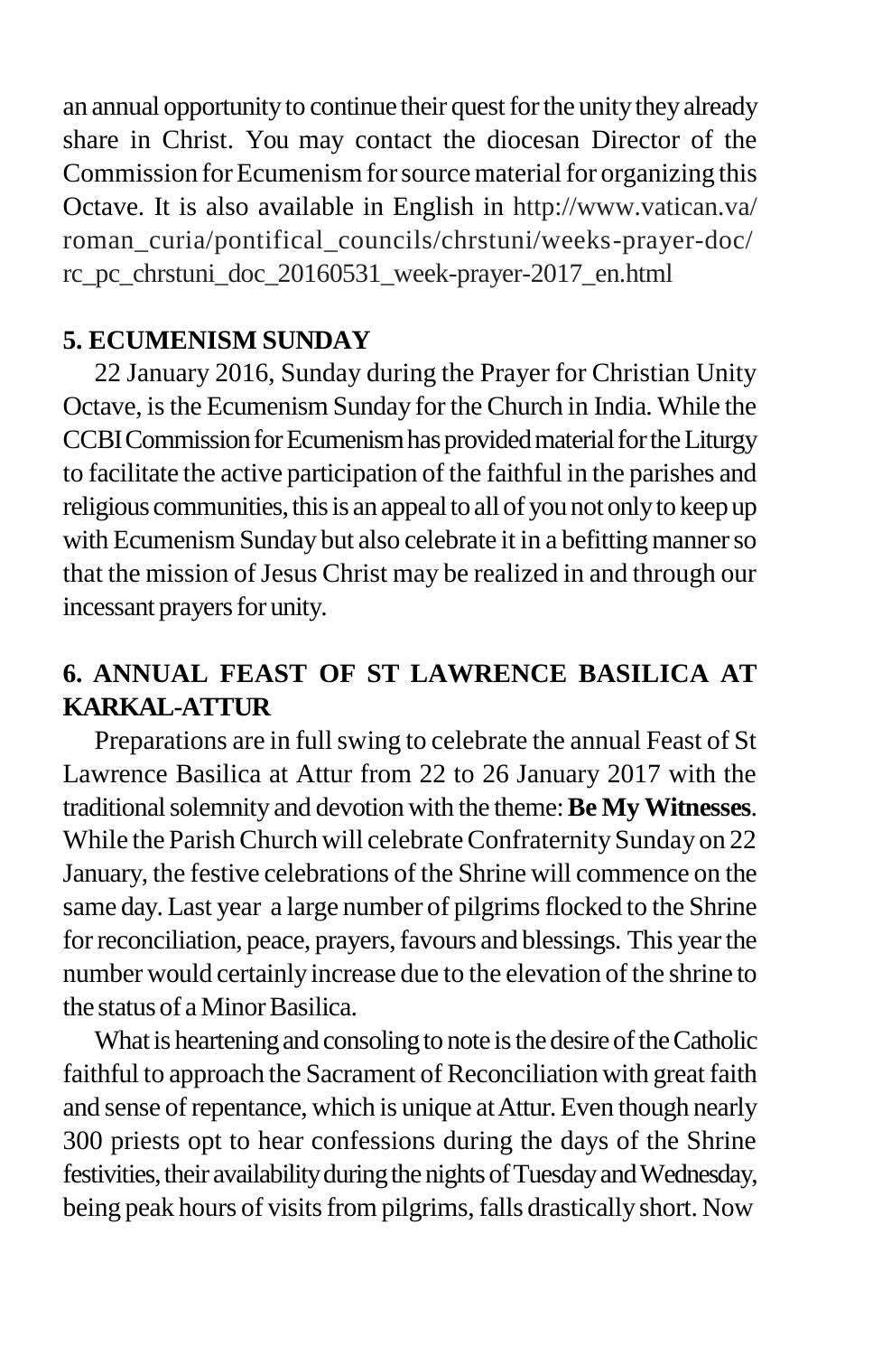an annual opportunity to continue their quest for the unity they already share in Christ. You may contact the diocesan Director of the Commission for Ecumenism for source material for organizing this Octave. It is also available in English in http://www.vatican.va/roman_curia/pontifical_councils/chrstuni/weeks-prayer-doc/rc_pc_chrstuni_doc_20160531_week-prayer-2017_en.html

### 5. ECUMENISM SUNDAY

22 January 2016, Sunday during the Prayer for Christian Unity Octave, is the Ecumenism Sunday for the Church in India. While the CCBI Commission for Ecumenism has provided material for the Liturgy to facilitate the active participation of the faithful in the parishes and religious communities, this is an appeal to all of you not only to keep up with Ecumenism Sunday but also celebrate it in a befitting manner so that the mission of Jesus Christ may be realized in and through our incessant prayers for unity.

### 6. ANNUAL FEAST OF ST LAWRENCE BASILICA AT KARKAL-ATTUR

Preparations are in full swing to celebrate the annual Feast of St Lawrence Basilica at Attur from 22 to 26 January 2017 with the traditional solemnity and devotion with the theme: **Be My Witnesses**. While the Parish Church will celebrate Confraternity Sunday on 22 January, the festive celebrations of the Shrine will commence on the same day. Last year a large number of pilgrims flocked to the Shrine for reconciliation, peace, prayers, favours and blessings. This year the number would certainly increase due to the elevation of the shrine to the status of a Minor Basilica.

What is heartening and consoling to note is the desire of the Catholic faithful to approach the Sacrament of Reconciliation with great faith and sense of repentance, which is unique at Attur. Even though nearly 300 priests opt to hear confessions during the days of the Shrine festivities, their availability during the nights of Tuesday and Wednesday, being peak hours of visits from pilgrims, falls drastically short. Now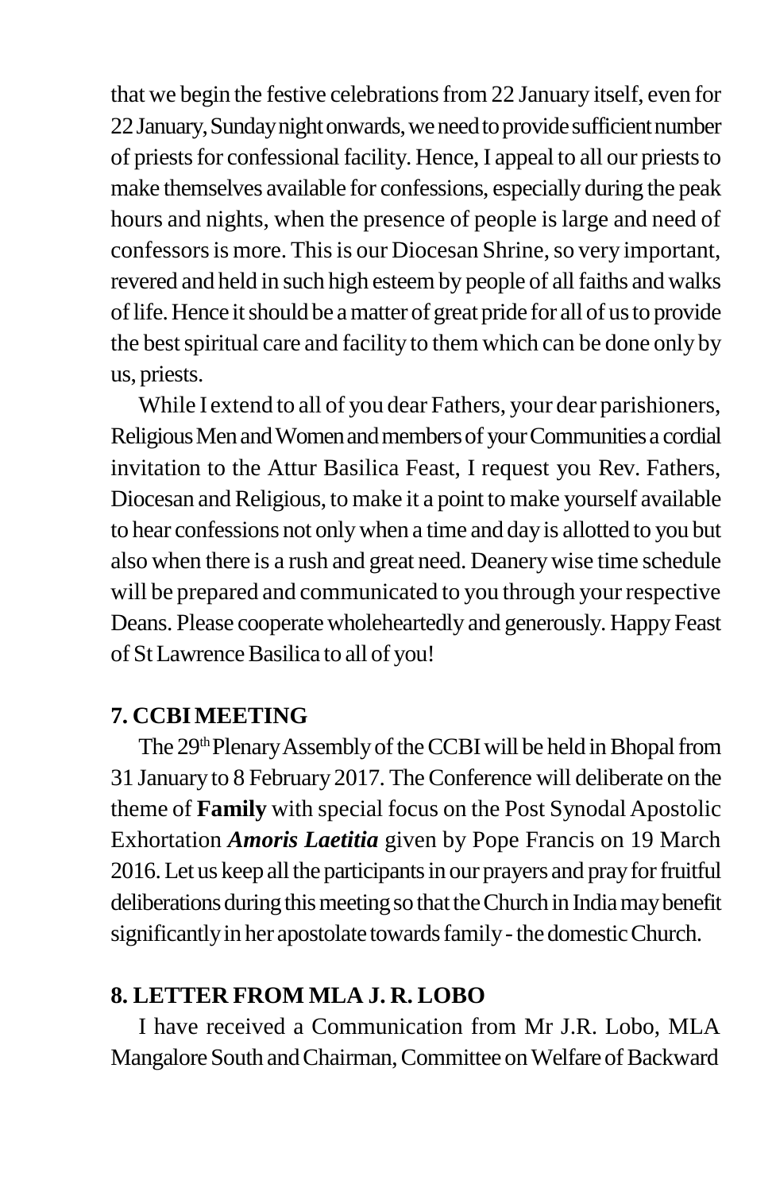that we begin the festive celebrations from 22 January itself, even for 22 January, Sunday night onwards, we need to provide sufficient number of priests for confessional facility. Hence, I appeal to all our priests to make themselves available for confessions, especially during the peak hours and nights, when the presence of people is large and need of confessors is more. This is our Diocesan Shrine, so very important, revered and held in such high esteem by people of all faiths and walks of life. Hence it should be a matter of great pride for all of us to provide the best spiritual care and facility to them which can be done only by us, priests.

While I extend to all of you dear Fathers, your dear parishioners, Religious Men and Women and members of your Communities a cordial invitation to the Attur Basilica Feast, I request you Rev. Fathers, Diocesan and Religious, to make it a point to make yourself available to hear confessions not only when a time and day is allotted to you but also when there is a rush and great need. Deanery wise time schedule will be prepared and communicated to you through your respective Deans. Please cooperate wholeheartedly and generously. Happy Feast of St Lawrence Basilica to all of you!

### 7. CCBI MEETING

The 29th Plenary Assembly of the CCBI will be held in Bhopal from 31 January to 8 February 2017. The Conference will deliberate on the theme of **Family** with special focus on the Post Synodal Apostolic Exhortation ***Amoris Laetitia*** given by Pope Francis on 19 March 2016. Let us keep all the participants in our prayers and pray for fruitful deliberations during this meeting so that the Church in India may benefit significantly in her apostolate towards family - the domestic Church.

### 8. LETTER FROM MLA J. R. LOBO

I have received a Communication from Mr J.R. Lobo, MLA Mangalore South and Chairman, Committee on Welfare of Backward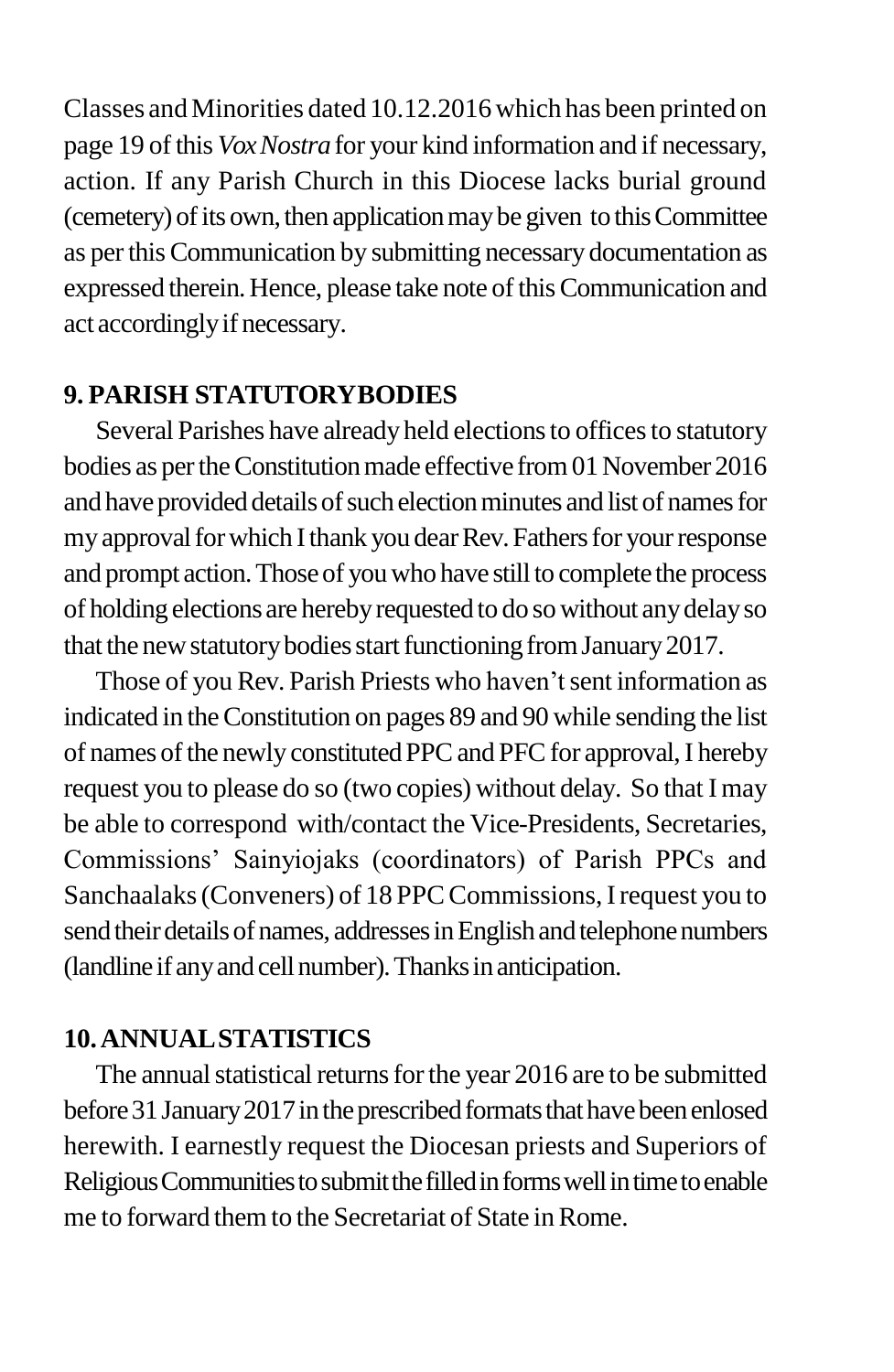Classes and Minorities dated 10.12.2016 which has been printed on page 19 of this *Vox Nostra* for your kind information and if necessary, action. If any Parish Church in this Diocese lacks burial ground (cemetery) of its own, then application may be given to this Committee as per this Communication by submitting necessary documentation as expressed therein. Hence, please take note of this Communication and act accordingly if necessary.

## 9. PARISH STATUTORYBODIES

Several Parishes have already held elections to offices to statutory bodies as per the Constitution made effective from 01 November 2016 and have provided details of such election minutes and list of names for my approval for which I thank you dear Rev. Fathers for your response and prompt action. Those of you who have still to complete the process of holding elections are hereby requested to do so without any delay so that the new statutory bodies start functioning from January 2017.

Those of you Rev. Parish Priests who haven't sent information as indicated in the Constitution on pages 89 and 90 while sending the list of names of the newly constituted PPC and PFC for approval, I hereby request you to please do so (two copies) without delay. So that I may be able to correspond with/contact the Vice-Presidents, Secretaries, Commissions' Sainyiojaks (coordinators) of Parish PPCs and Sanchaalaks (Conveners) of 18 PPC Commissions, I request you to send their details of names, addresses in English and telephone numbers (landline if any and cell number). Thanks in anticipation.

## 10. ANNUALSTATISTICS

The annual statistical returns for the year 2016 are to be submitted before 31 January 2017 in the prescribed formats that have been enlosed herewith. I earnestly request the Diocesan priests and Superiors of Religious Communities to submit the filled in forms well in time to enable me to forward them to the Secretariat of State in Rome.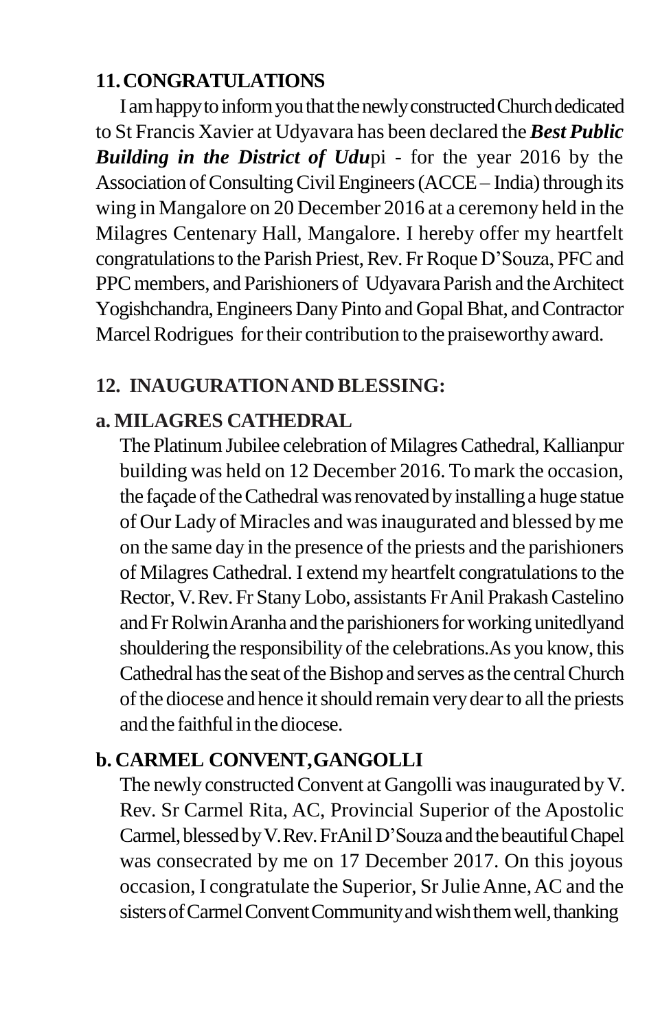## 11. CONGRATULATIONS

I am happy to inform you that the newly constructed Church dedicated to St Francis Xavier at Udyavara has been declared the ***Best Public Building in the District of Udu***pi - for the year 2016 by the Association of Consulting Civil Engineers (ACCE – India) through its wing in Mangalore on 20 December 2016 at a ceremony held in the Milagres Centenary Hall, Mangalore. I hereby offer my heartfelt congratulations to the Parish Priest, Rev. Fr Roque D'Souza, PFC and PPC members, and Parishioners of Udyavara Parish and the Architect Yogishchandra, Engineers Dany Pinto and Gopal Bhat, and Contractor Marcel Rodrigues for their contribution to the praiseworthy award.

## 12. INAUGURATION AND BLESSING:

### a. MILAGRES CATHEDRAL

The Platinum Jubilee celebration of Milagres Cathedral, Kallianpur building was held on 12 December 2016. To mark the occasion, the façade of the Cathedral was renovated by installing a huge statue of Our Lady of Miracles and was inaugurated and blessed by me on the same day in the presence of the priests and the parishioners of Milagres Cathedral. I extend my heartfelt congratulations to the Rector, V. Rev. Fr Stany Lobo, assistants Fr Anil Prakash Castelino and Fr Rolwin Aranha and the parishioners for working unitedlyand shouldering the responsibility of the celebrations.As you know, this Cathedral has the seat of the Bishop and serves as the central Church of the diocese and hence it should remain very dear to all the priests and the faithful in the diocese.

### b. CARMEL CONVENT, GANGOLLI

The newly constructed Convent at Gangolli was inaugurated by V. Rev. Sr Carmel Rita, AC, Provincial Superior of the Apostolic Carmel, blessed by V. Rev. Fr Anil D'Souza and the beautiful Chapel was consecrated by me on 17 December 2017. On this joyous occasion, I congratulate the Superior, Sr Julie Anne, AC and the sisters of Carmel Convent Community and wish them well, thanking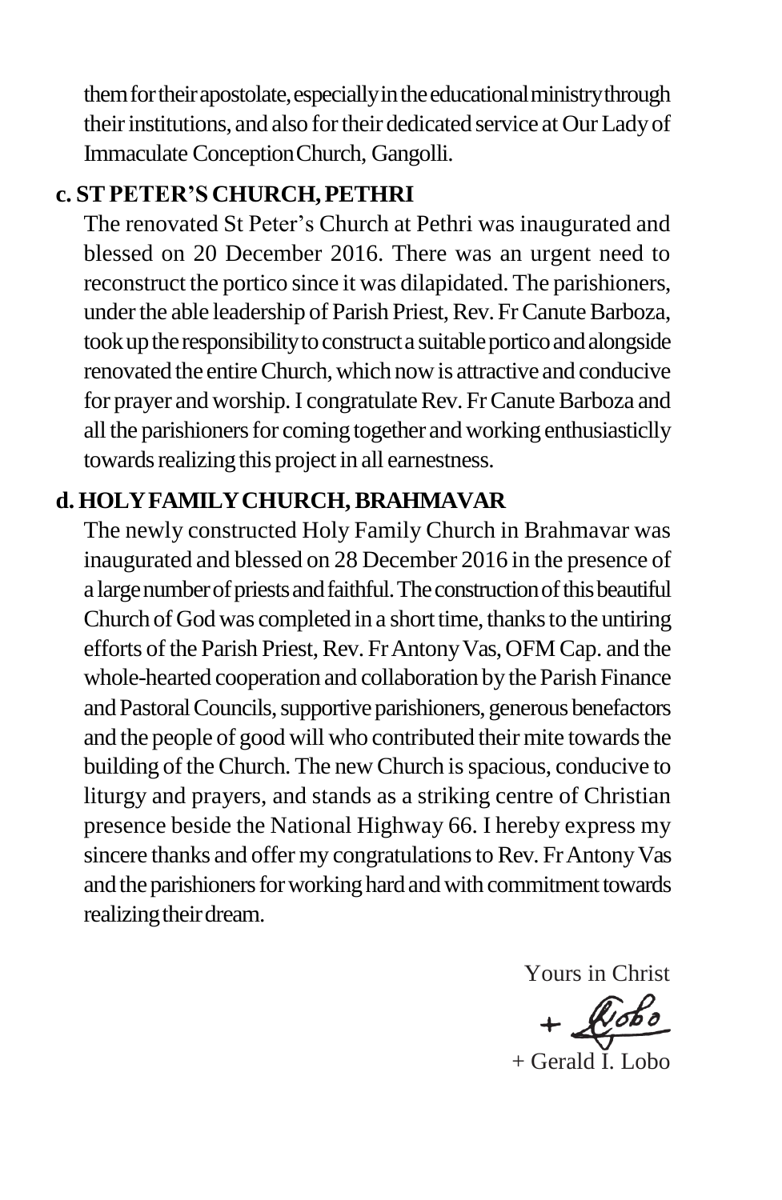them for their apostolate, especially in the educational ministry through their institutions, and also for their dedicated service at Our Lady of Immaculate Conception Church, Gangolli.

**c. ST PETER'S CHURCH, PETHRI**

The renovated St Peter's Church at Pethri was inaugurated and blessed on 20 December 2016. There was an urgent need to reconstruct the portico since it was dilapidated. The parishioners, under the able leadership of Parish Priest, Rev. Fr Canute Barboza, took up the responsibility to construct a suitable portico and alongside renovated the entire Church, which now is attractive and conducive for prayer and worship. I congratulate Rev. Fr Canute Barboza and all the parishioners for coming together and working enthusiasticlly towards realizing this project in all earnestness.

**d. HOLY FAMILY CHURCH, BRAHMAVAR**

The newly constructed Holy Family Church in Brahmavar was inaugurated and blessed on 28 December 2016 in the presence of a large number of priests and faithful. The construction of this beautiful Church of God was completed in a short time, thanks to the untiring efforts of the Parish Priest, Rev. Fr Antony Vas, OFM Cap. and the whole-hearted cooperation and collaboration by the Parish Finance and Pastoral Councils, supportive parishioners, generous benefactors and the people of good will who contributed their mite towards the building of the Church. The new Church is spacious, conducive to liturgy and prayers, and stands as a striking centre of Christian presence beside the National Highway 66. I hereby express my sincere thanks and offer my congratulations to Rev. Fr Antony Vas and the parishioners for working hard and with commitment towards realizing their dream.

Yours in Christ

+ Lobo

+ Gerald I. Lobo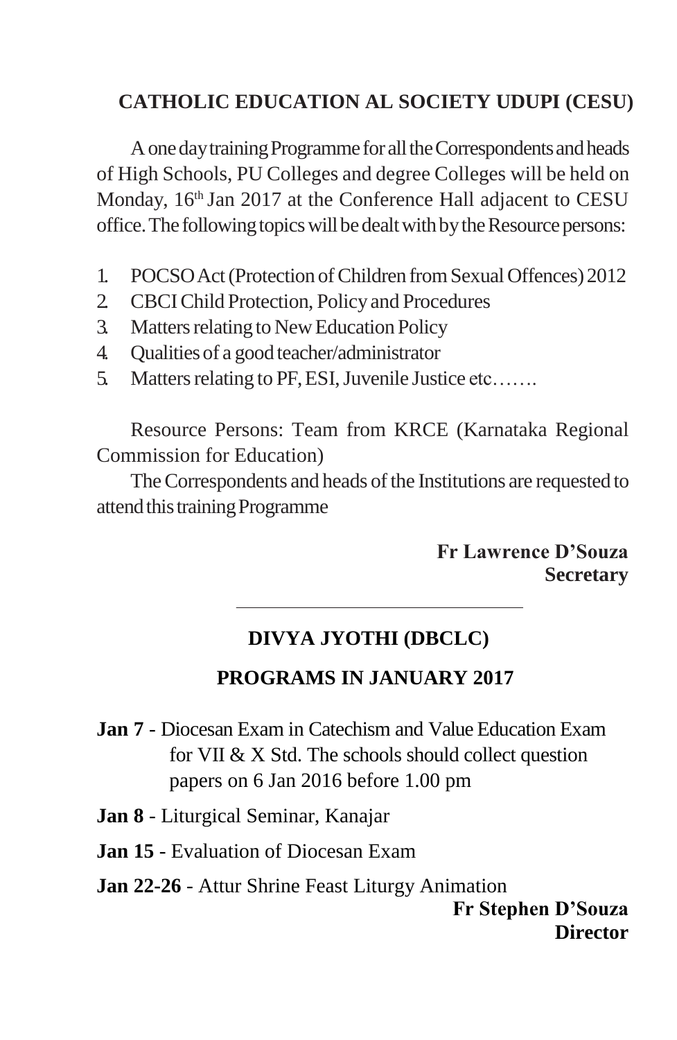## CATHOLIC EDUCATION AL SOCIETY UDUPI (CESU)

A one day training Programme for all the Correspondents and heads of High Schools, PU Colleges and degree Colleges will be held on Monday, 16th Jan 2017 at the Conference Hall adjacent to CESU office. The following topics will be dealt with by the Resource persons:

1. POCSO Act (Protection of Children from Sexual Offences) 2012
2. CBCI Child Protection, Policy and Procedures
3. Matters relating to New Education Policy
4. Qualities of a good teacher/administrator
5. Matters relating to PF, ESI, Juvenile Justice etc…….

Resource Persons: Team from KRCE (Karnataka Regional Commission for Education)

The Correspondents and heads of the Institutions are requested to attend this training Programme

**Fr Lawrence D'Souza**
**Secretary**

---

## DIVYA JYOTHI (DBCLC)

## PROGRAMS IN JANUARY 2017

**Jan 7** - Diocesan Exam in Catechism and Value Education Exam for VII & X Std. The schools should collect question papers on 6 Jan 2016 before 1.00 pm

**Jan 8** - Liturgical Seminar, Kanajar

**Jan 15** - Evaluation of Diocesan Exam

**Jan 22-26** - Attur Shrine Feast Liturgy Animation

**Fr Stephen D'Souza**
**Director**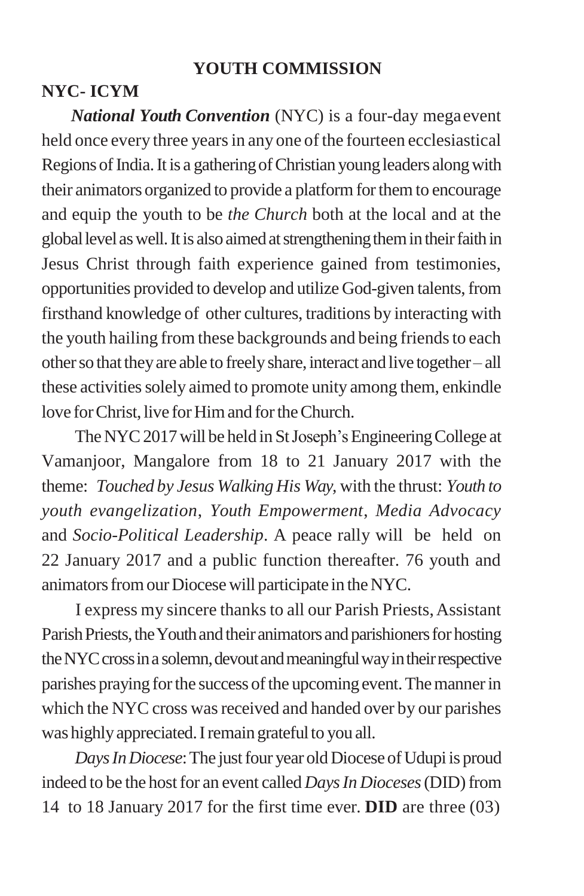## YOUTH COMMISSION

### NYC- ICYM

***National Youth Convention*** (NYC) is a four-day mega event held once every three years in any one of the fourteen ecclesiastical Regions of India. It is a gathering of Christian young leaders along with their animators organized to provide a platform for them to encourage and equip the youth to be *the Church* both at the local and at the global level as well. It is also aimed at strengthening them in their faith in Jesus Christ through faith experience gained from testimonies, opportunities provided to develop and utilize God-given talents, from firsthand knowledge of other cultures, traditions by interacting with the youth hailing from these backgrounds and being friends to each other so that they are able to freely share, interact and live together – all these activities solely aimed to promote unity among them, enkindle love for Christ, live for Him and for the Church.

The NYC 2017 will be held in St Joseph's Engineering College at Vamanjoor, Mangalore from 18 to 21 January 2017 with the theme: *Touched by Jesus Walking His Way,* with the thrust: *Youth to youth evangelization*, *Youth Empowerment*, *Media Advocacy* and *Socio-Political Leadership*. A peace rally will be held on 22 January 2017 and a public function thereafter. 76 youth and animators from our Diocese will participate in the NYC.

I express my sincere thanks to all our Parish Priests, Assistant Parish Priests, the Youth and their animators and parishioners for hosting the NYC cross in a solemn, devout and meaningful way in their respective parishes praying for the success of the upcoming event. The manner in which the NYC cross was received and handed over by our parishes was highly appreciated. I remain grateful to you all.

*Days In Diocese*: The just four year old Diocese of Udupi is proud indeed to be the host for an event called *Days In Dioceses* (DID) from 14 to 18 January 2017 for the first time ever. **DID** are three (03)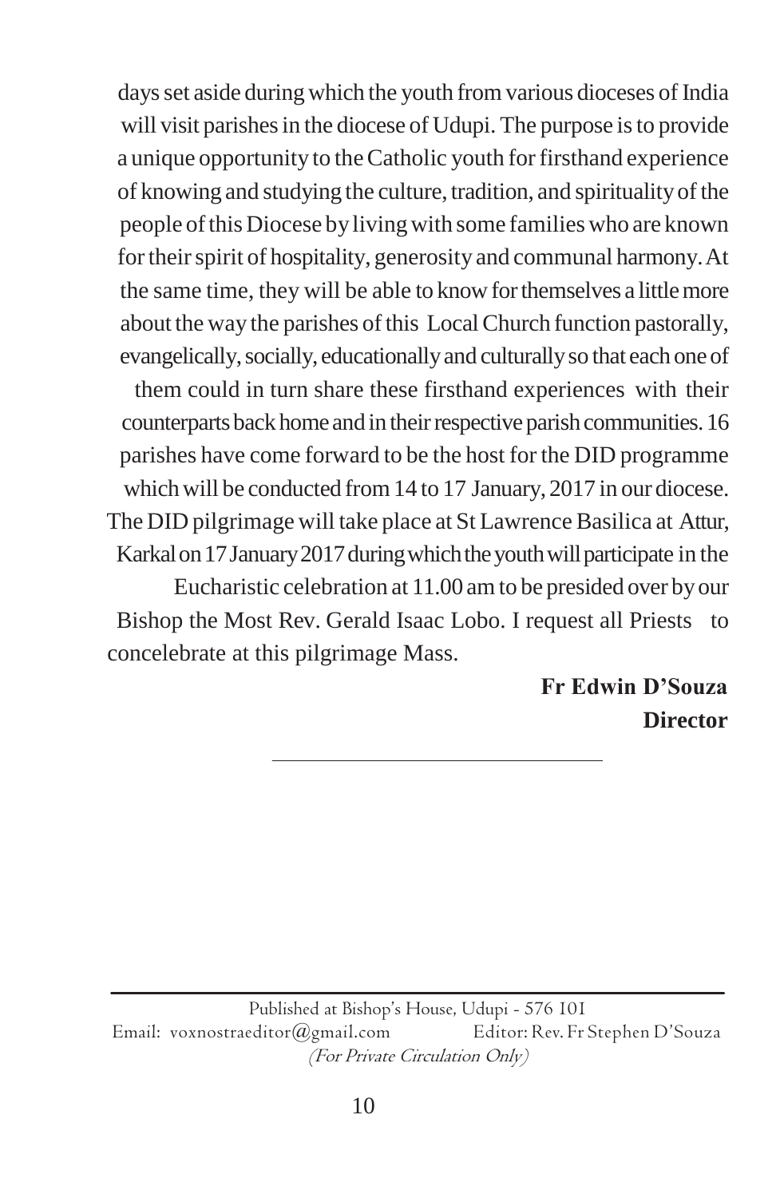days set aside during which the youth from various dioceses of India will visit parishes in the diocese of Udupi. The purpose is to provide a unique opportunity to the Catholic youth for firsthand experience of knowing and studying the culture, tradition, and spirituality of the people of this Diocese by living with some families who are known for their spirit of hospitality, generosity and communal harmony. At the same time, they will be able to know for themselves a little more about the way the parishes of this Local Church function pastorally, evangelically, socially, educationally and culturally so that each one of them could in turn share these firsthand experiences with their counterparts back home and in their respective parish communities. 16 parishes have come forward to be the host for the DID programme which will be conducted from 14 to 17 January, 2017 in our diocese. The DID pilgrimage will take place at St Lawrence Basilica at Attur, Karkal on 17 January 2017 during which the youth will participate in the Eucharistic celebration at 11.00 am to be presided over by our Bishop the Most Rev. Gerald Isaac Lobo. I request all Priests to concelebrate at this pilgrimage Mass.

**Fr Edwin D'Souza**
**Director**

---

Published at Bishop's House, Udupi - 576 101
Email: voxnostraeditor@gmail.com Editor: Rev. Fr Stephen D'Souza
*(For Private Circulation Only)*